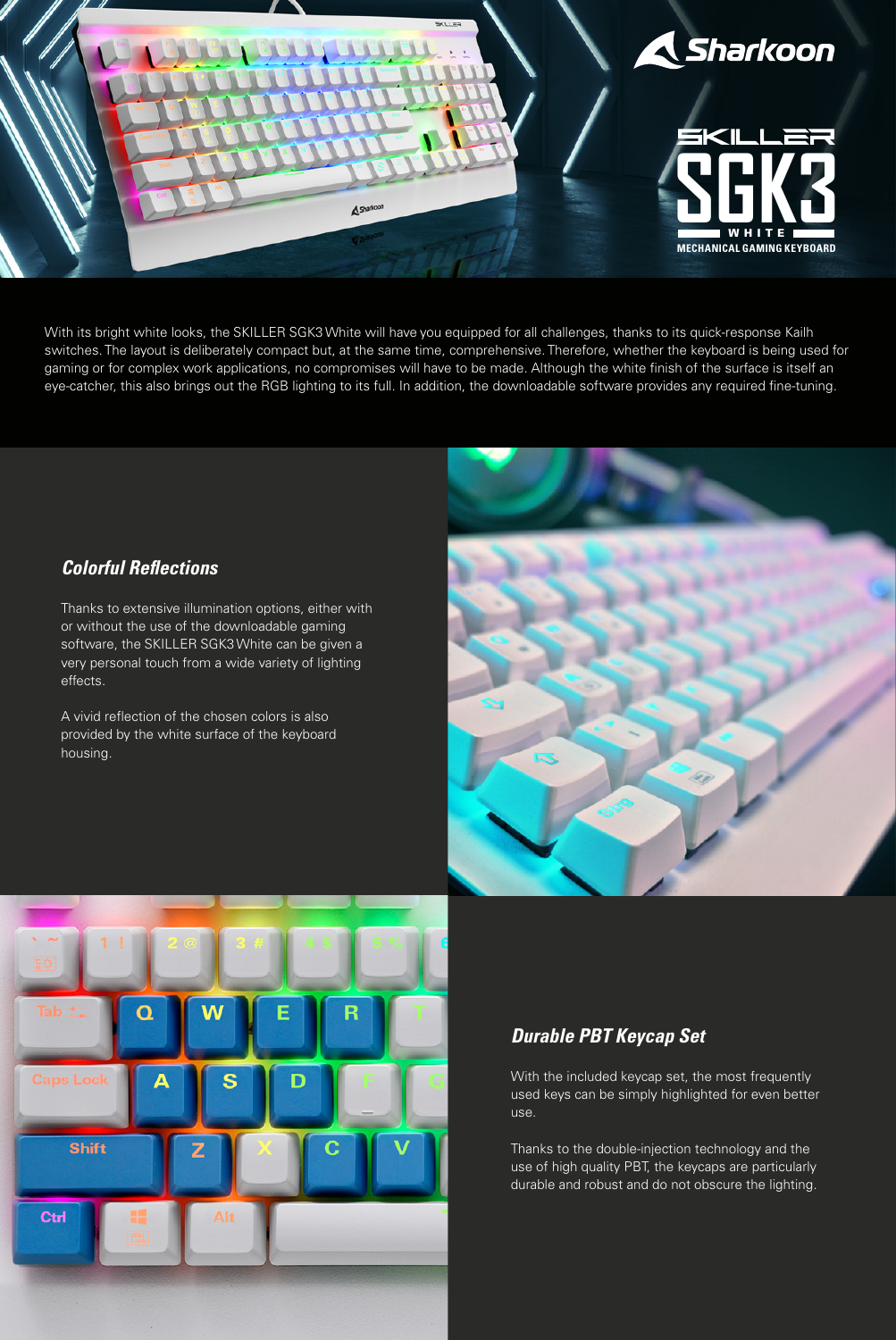# Sharkoon SKILLER SGK3 WHITE

MECHANICAL GAMING KEYBOARD

With its bright white looks, the SKILLER SGK3 White will have you equipped for all challenges, thanks to its quick-response Kailh switches. The layout is deliberately compact but, at the same time, comprehensive. Therefore, whether the keyboard is being used for gaming or for complex work applications, no compromises will have to be made. Although the white finish of the surface is itself an eye-catcher, this also brings out the RGB lighting to its full. In addition, the downloadable software provides any required fine-tuning.

## *Colorful Reflections*

Thanks to extensive illumination options, either with or without the use of the downloadable gaming software, the SKILLER SGK3 White can be given a very personal touch from a wide variety of lighting effects.

A vivid reflection of the chosen colors is also provided by the white surface of the keyboard housing.

## *Durable PBT Keycap Set*

With the included keycap set, the most frequently used keys can be simply highlighted for even better use.

Thanks to the double-injection technology and the use of high quality PBT, the keycaps are particularly durable and robust and do not obscure the lighting.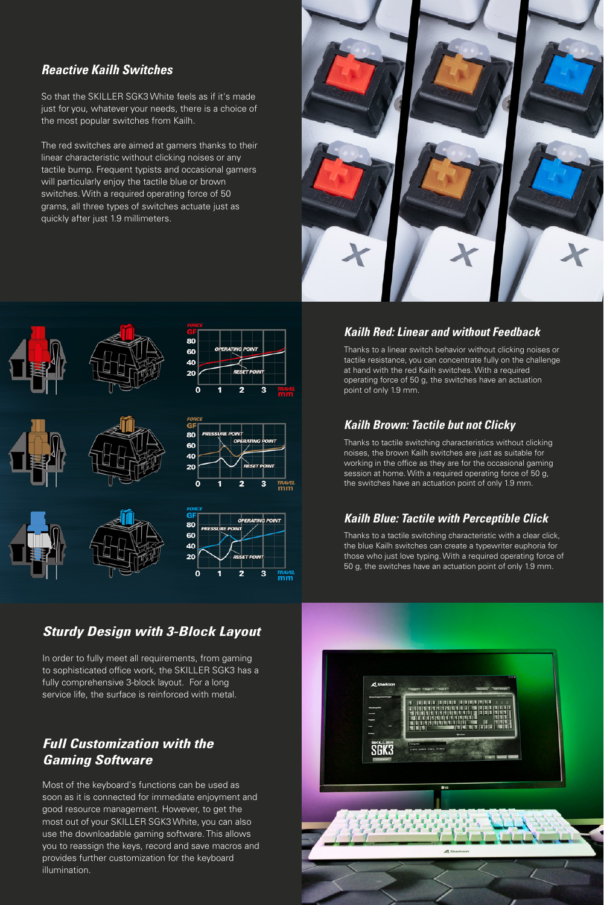## *Reactive Kailh Switches*

So that the SKILLER SGK3 White feels as if it's made just for you, whatever your needs, there is a choice of the most popular switches from Kailh.

The red switches are aimed at gamers thanks to their linear characteristic without clicking noises or any tactile bump. Frequent typists and occasional gamers will particularly enjoy the tactile blue or brown switches. With a required operating force of 50 grams, all three types of switches actuate just as quickly after just 1.9 millimeters.

FORCE
GF
80
60
40
20
OPERATING POINT
RESET POINT
0 1 2 3
TRAVEL
mm

FORCE
GF
80
60
40
20
PRESSURE POINT
OPERATING POINT
RESET POINT
0 1 2 3
TRAVEL
mm

FORCE
GF
80
60
40
20
OPERATING POINT
PRESSURE POINT
RESET POINT
0 1 2 3
TRAVEL
mm

## *Kailh Red: Linear and without Feedback*

Thanks to a linear switch behavior without clicking noises or tactile resistance, you can concentrate fully on the challenge at hand with the red Kailh switches. With a required operating force of 50 g, the switches have an actuation point of only 1.9 mm.

## *Kailh Brown: Tactile but not Clicky*

Thanks to tactile switching characteristics without clicking noises, the brown Kailh switches are just as suitable for working in the office as they are for the occasional gaming session at home. With a required operating force of 50 g, the switches have an actuation point of only 1.9 mm.

## *Kailh Blue: Tactile with Perceptible Click*

Thanks to a tactile switching characteristic with a clear click, the blue Kailh switches can create a typewriter euphoria for those who just love typing. With a required operating force of 50 g, the switches have an actuation point of only 1.9 mm.

## *Sturdy Design with 3-Block Layout*

In order to fully meet all requirements, from gaming to sophisticated office work, the SKILLER SGK3 has a fully comprehensive 3-block layout. For a long service life, the surface is reinforced with metal.

## *Full Customization with the Gaming Software*

Most of the keyboard's functions can be used as soon as it is connected for immediate enjoyment and good resource management. However, to get the most out of your SKILLER SGK3 White, you can also use the downloadable gaming software. This allows you to reassign the keys, record and save macros and provides further customization for the keyboard illumination.